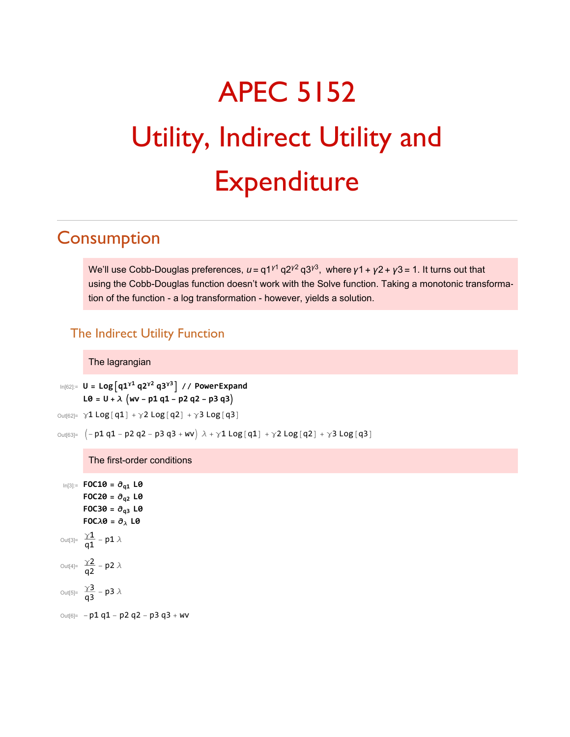# APEC 5152

# Utility, Indirect Utility and Expenditure

## Consumption

We'll use Cobb-Douglas preferences, $u = q1^{\gamma 1}\, q2^{\gamma 2}\, q3^{\gamma 3}$, where $\gamma 1 + \gamma 2 + \gamma 3 = 1$. It turns out that using the Cobb-Douglas function doesn't work with the Solve function. Taking a monotonic transformation of the function - a log transformation - however, yields a solution.

### The Indirect Utility Function

The lagrangian

```
In[62]:= U = Log[q1^γ1 q2^γ2 q3^γ3] // PowerExpand
         L0 = U + λ (wv - p1 q1 - p2 q2 - p3 q3)
```

Out[62]= $\gamma 1 \,\text{Log}[q1] + \gamma 2 \,\text{Log}[q2] + \gamma 3 \,\text{Log}[q3]$

Out[63]= $(-p1\, q1 - p2\, q2 - p3\, q3 + wv)\, \lambda + \gamma 1 \,\text{Log}[q1] + \gamma 2 \,\text{Log}[q2] + \gamma 3 \,\text{Log}[q3]$

The first-order conditions

```
In[3]:= FOC10 = ∂q1 L0
        FOC20 = ∂q2 L0
        FOC30 = ∂q3 L0
        FOCλ0 = ∂λ L0
```

Out[3]= $\frac{\gamma 1}{q1} - p1\, \lambda$

Out[4]= $\frac{\gamma 2}{q2} - p2\, \lambda$

Out[5]= $\frac{\gamma 3}{q3} - p3\, \lambda$

Out[6]= $-p1\, q1 - p2\, q2 - p3\, q3 + wv$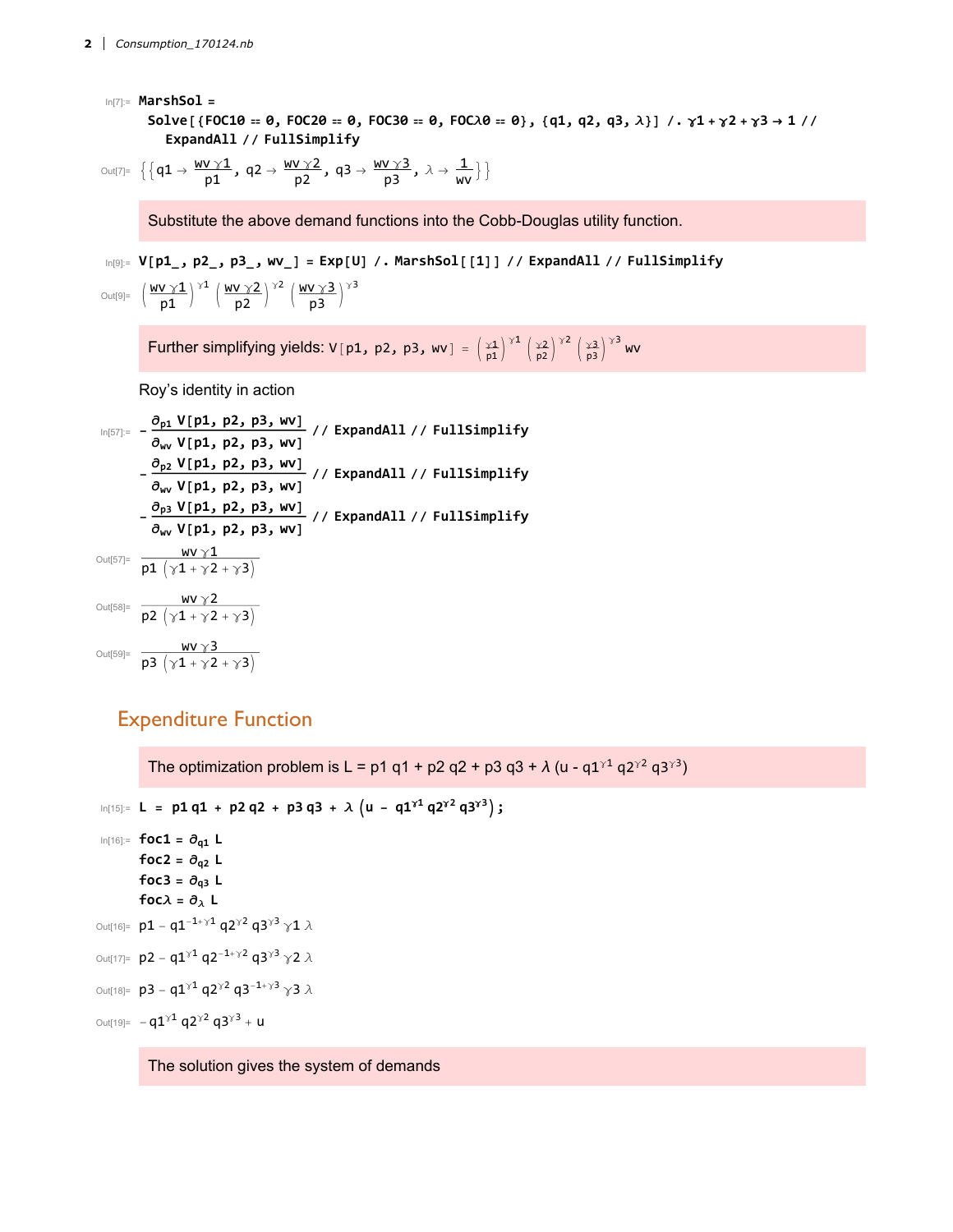In[7]:=

```
MarshSol =
  Solve[{FOC10 == 0, FOC20 == 0, FOC30 == 0, FOCλ0 == 0}, {q1, q2, q3, λ}] /. γ1 + γ2 + γ3 → 1 //
   ExpandAll // FullSimplify
```

Out[7]= $\left\{\left\{q1 \to \frac{wv\,\gamma 1}{p1},\ q2 \to \frac{wv\,\gamma 2}{p2},\ q3 \to \frac{wv\,\gamma 3}{p3},\ \lambda \to \frac{1}{wv}\right\}\right\}$

Substitute the above demand functions into the Cobb-Douglas utility function.

In[9]:=

```
V[p1_, p2_, p3_, wv_] = Exp[U] /. MarshSol[[1]] // ExpandAll // FullSimplify
```

Out[9]= $\left(\frac{wv\,\gamma 1}{p1}\right)^{\gamma 1}\left(\frac{wv\,\gamma 2}{p2}\right)^{\gamma 2}\left(\frac{wv\,\gamma 3}{p3}\right)^{\gamma 3}$

Further simplifying yields: $V[p1,\ p2,\ p3,\ wv] = \left(\frac{\gamma 1}{p1}\right)^{\gamma 1}\left(\frac{\gamma 2}{p2}\right)^{\gamma 2}\left(\frac{\gamma 3}{p3}\right)^{\gamma 3} wv$

Roy’s identity in action

In[57]:=

$-\frac{\partial_{p1} V[p1,\ p2,\ p3,\ wv]}{\partial_{wv} V[p1,\ p2,\ p3,\ wv]}$ `// ExpandAll // FullSimplify`

$-\frac{\partial_{p2} V[p1,\ p2,\ p3,\ wv]}{\partial_{wv} V[p1,\ p2,\ p3,\ wv]}$ `// ExpandAll // FullSimplify`

$-\frac{\partial_{p3} V[p1,\ p2,\ p3,\ wv]}{\partial_{wv} V[p1,\ p2,\ p3,\ wv]}$ `// ExpandAll // FullSimplify`

Out[57]= $\frac{wv\,\gamma 1}{p1\,(\gamma 1 + \gamma 2 + \gamma 3)}$

Out[58]= $\frac{wv\,\gamma 2}{p2\,(\gamma 1 + \gamma 2 + \gamma 3)}$

Out[59]= $\frac{wv\,\gamma 3}{p3\,(\gamma 1 + \gamma 2 + \gamma 3)}$

## Expenditure Function

The optimization problem is $L = p1\,q1 + p2\,q2 + p3\,q3 + \lambda\,(u - q1^{\gamma 1}\,q2^{\gamma 2}\,q3^{\gamma 3})$

In[15]:=

$L = p1\,q1 + p2\,q2 + p3\,q3 + \lambda\left(u - q1^{\gamma 1}\,q2^{\gamma 2}\,q3^{\gamma 3}\right);$

In[16]:=

$foc1 = \partial_{q1} L$

$foc2 = \partial_{q2} L$

$foc3 = \partial_{q3} L$

$foc\lambda = \partial_{\lambda} L$

Out[16]= $p1 - q1^{-1+\gamma 1}\,q2^{\gamma 2}\,q3^{\gamma 3}\,\gamma 1\,\lambda$

Out[17]= $p2 - q1^{\gamma 1}\,q2^{-1+\gamma 2}\,q3^{\gamma 3}\,\gamma 2\,\lambda$

Out[18]= $p3 - q1^{\gamma 1}\,q2^{\gamma 2}\,q3^{-1+\gamma 3}\,\gamma 3\,\lambda$

Out[19]= $-q1^{\gamma 1}\,q2^{\gamma 2}\,q3^{\gamma 3} + u$

The solution gives the system of demands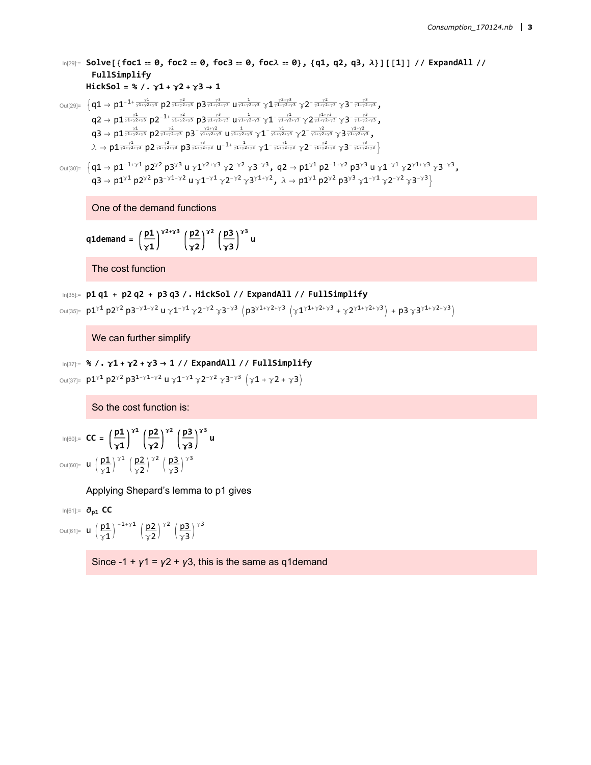```
In[29]:= Solve[{foc1 == 0, foc2 == 0, foc3 == 0, focλ == 0}, {q1, q2, q3, λ}][[1]] // ExpandAll //
          FullSimplify
         HickSol = % /. γ1 + γ2 + γ3 → 1
```

Out[29]=

$$\left\{q1 \to p1^{-1+\frac{\gamma 1}{\gamma 1+\gamma 2+\gamma 3}}\, p2^{\frac{\gamma 2}{\gamma 1+\gamma 2+\gamma 3}}\, p3^{\frac{\gamma 3}{\gamma 1+\gamma 2+\gamma 3}}\, u^{\frac{1}{\gamma 1+\gamma 2+\gamma 3}}\, \gamma 1^{\frac{\gamma 2+\gamma 3}{\gamma 1+\gamma 2+\gamma 3}}\, \gamma 2^{-\frac{\gamma 2}{\gamma 1+\gamma 2+\gamma 3}}\, \gamma 3^{-\frac{\gamma 3}{\gamma 1+\gamma 2+\gamma 3}},\right.$$

$$q2 \to p1^{\frac{\gamma 1}{\gamma 1+\gamma 2+\gamma 3}}\, p2^{-1+\frac{\gamma 2}{\gamma 1+\gamma 2+\gamma 3}}\, p3^{\frac{\gamma 3}{\gamma 1+\gamma 2+\gamma 3}}\, u^{\frac{1}{\gamma 1+\gamma 2+\gamma 3}}\, \gamma 1^{-\frac{\gamma 1}{\gamma 1+\gamma 2+\gamma 3}}\, \gamma 2^{\frac{\gamma 1+\gamma 3}{\gamma 1+\gamma 2+\gamma 3}}\, \gamma 3^{-\frac{\gamma 3}{\gamma 1+\gamma 2+\gamma 3}},$$

$$q3 \to p1^{\frac{\gamma 1}{\gamma 1+\gamma 2+\gamma 3}}\, p2^{\frac{\gamma 2}{\gamma 1+\gamma 2+\gamma 3}}\, p3^{-\frac{\gamma 1+\gamma 2}{\gamma 1+\gamma 2+\gamma 3}}\, u^{\frac{1}{\gamma 1+\gamma 2+\gamma 3}}\, \gamma 1^{-\frac{\gamma 1}{\gamma 1+\gamma 2+\gamma 3}}\, \gamma 2^{-\frac{\gamma 2}{\gamma 1+\gamma 2+\gamma 3}}\, \gamma 3^{\frac{\gamma 1+\gamma 2}{\gamma 1+\gamma 2+\gamma 3}},$$

$$\left.\lambda \to p1^{\frac{\gamma 1}{\gamma 1+\gamma 2+\gamma 3}}\, p2^{\frac{\gamma 2}{\gamma 1+\gamma 2+\gamma 3}}\, p3^{\frac{\gamma 3}{\gamma 1+\gamma 2+\gamma 3}}\, u^{-1+\frac{1}{\gamma 1+\gamma 2+\gamma 3}}\, \gamma 1^{-\frac{\gamma 1}{\gamma 1+\gamma 2+\gamma 3}}\, \gamma 2^{-\frac{\gamma 2}{\gamma 1+\gamma 2+\gamma 3}}\, \gamma 3^{-\frac{\gamma 3}{\gamma 1+\gamma 2+\gamma 3}}\right\}$$

Out[30]=

$$\{q1 \to p1^{-1+\gamma 1}\, p2^{\gamma 2}\, p3^{\gamma 3}\, u\, \gamma 1^{\gamma 2+\gamma 3}\, \gamma 2^{-\gamma 2}\, \gamma 3^{-\gamma 3},\ q2 \to p1^{\gamma 1}\, p2^{-1+\gamma 2}\, p3^{\gamma 3}\, u\, \gamma 1^{-\gamma 1}\, \gamma 2^{\gamma 1+\gamma 3}\, \gamma 3^{-\gamma 3},$$

$$q3 \to p1^{\gamma 1}\, p2^{\gamma 2}\, p3^{-\gamma 1-\gamma 2}\, u\, \gamma 1^{-\gamma 1}\, \gamma 2^{-\gamma 2}\, \gamma 3^{\gamma 1+\gamma 2},\ \lambda \to p1^{\gamma 1}\, p2^{\gamma 2}\, p3^{\gamma 3}\, \gamma 1^{-\gamma 1}\, \gamma 2^{-\gamma 2}\, \gamma 3^{-\gamma 3}\}$$

One of the demand functions

$$\text{q1demand} = \left(\frac{p1}{\gamma 1}\right)^{\gamma 2+\gamma 3} \left(\frac{p2}{\gamma 2}\right)^{\gamma 2} \left(\frac{p3}{\gamma 3}\right)^{\gamma 3} u$$

The cost function

```
In[35]:= p1 q1 + p2 q2 + p3 q3 /. HickSol // ExpandAll // FullSimplify
```

Out[35]=

$$p1^{\gamma 1}\, p2^{\gamma 2}\, p3^{-\gamma 1-\gamma 2}\, u\, \gamma 1^{-\gamma 1}\, \gamma 2^{-\gamma 2}\, \gamma 3^{-\gamma 3} \left(p3^{\gamma 1+\gamma 2+\gamma 3} \left(\gamma 1^{\gamma 1+\gamma 2+\gamma 3} + \gamma 2^{\gamma 1+\gamma 2+\gamma 3}\right) + p3\, \gamma 3^{\gamma 1+\gamma 2+\gamma 3}\right)$$

We can further simplify

```
In[37]:= % /. γ1 + γ2 + γ3 → 1 // ExpandAll // FullSimplify
```

Out[37]=

$$p1^{\gamma 1}\, p2^{\gamma 2}\, p3^{1-\gamma 1-\gamma 2}\, u\, \gamma 1^{-\gamma 1}\, \gamma 2^{-\gamma 2}\, \gamma 3^{-\gamma 3} \left(\gamma 1 + \gamma 2 + \gamma 3\right)$$

So the cost function is:

In[60]:=

$$CC = \left(\frac{p1}{\gamma 1}\right)^{\gamma 1} \left(\frac{p2}{\gamma 2}\right)^{\gamma 2} \left(\frac{p3}{\gamma 3}\right)^{\gamma 3} u$$

Out[60]=

$$u \left(\frac{p1}{\gamma 1}\right)^{\gamma 1} \left(\frac{p2}{\gamma 2}\right)^{\gamma 2} \left(\frac{p3}{\gamma 3}\right)^{\gamma 3}$$

Applying Shepard's lemma to p1 gives

In[61]:= $\partial_{p1}$ CC

Out[61]=

$$u \left(\frac{p1}{\gamma 1}\right)^{-1+\gamma 1} \left(\frac{p2}{\gamma 2}\right)^{\gamma 2} \left(\frac{p3}{\gamma 3}\right)^{\gamma 3}$$

Since $-1 + \gamma 1 = \gamma 2 + \gamma 3$, this is the same as q1demand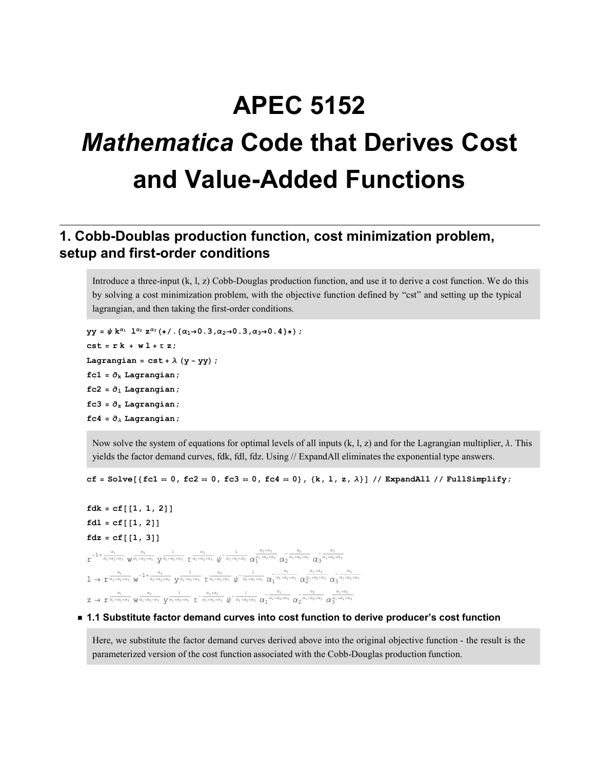# APEC 5152

# *Mathematica* Code that Derives Cost and Value-Added Functions

## 1. Cobb-Doublas production function, cost minimization problem, setup and first-order conditions

Introduce a three-input (k, l, z) Cobb-Douglas production function, and use it to derive a cost function. We do this by solving a cost minimization problem, with the objective function defined by "cst" and setting up the typical lagrangian, and then taking the first-order conditions.

```
yy = ψ k^α1 l^α2 z^α3 (*/.{α1→0.3,α2→0.3,α3→0.4}*);
cst = r k + w l + τ z;
Lagrangian = cst + λ (y - yy);
fc1 = ∂k Lagrangian;
fc2 = ∂l Lagrangian;
fc3 = ∂z Lagrangian;
fc4 = ∂λ Lagrangian;
```

Now solve the system of equations for optimal levels of all inputs (k, l, z) and for the Lagrangian multiplier, λ. This yields the factor demand curves, fdk, fdl, fdz. Using // ExpandAll eliminates the exponential type answers.

```
cf = Solve[{fc1 == 0, fc2 == 0, fc3 == 0, fc4 == 0}, {k, l, z, λ}] // ExpandAll // FullSimplify;

fdk = cf[[1, 1, 2]]
fdl = cf[[1, 2]]
fdz = cf[[1, 3]]
```

$$r^{-1+\frac{\alpha_1}{\alpha_1+\alpha_2+\alpha_3}}\, w^{\frac{\alpha_2}{\alpha_1+\alpha_2+\alpha_3}}\, y^{\frac{1}{\alpha_1+\alpha_2+\alpha_3}}\, \tau^{\frac{\alpha_3}{\alpha_1+\alpha_2+\alpha_3}}\, \psi^{-\frac{1}{\alpha_1+\alpha_2+\alpha_3}}\, \alpha_1^{\frac{\alpha_2+\alpha_3}{\alpha_1+\alpha_2+\alpha_3}}\, \alpha_2^{-\frac{\alpha_2}{\alpha_1+\alpha_2+\alpha_3}}\, \alpha_3^{-\frac{\alpha_3}{\alpha_1+\alpha_2+\alpha_3}}$$

$$l \to r^{\frac{\alpha_1}{\alpha_1+\alpha_2+\alpha_3}}\, w^{-1+\frac{\alpha_2}{\alpha_1+\alpha_2+\alpha_3}}\, y^{\frac{1}{\alpha_1+\alpha_2+\alpha_3}}\, \tau^{\frac{\alpha_3}{\alpha_1+\alpha_2+\alpha_3}}\, \psi^{-\frac{1}{\alpha_1+\alpha_2+\alpha_3}}\, \alpha_1^{-\frac{\alpha_1}{\alpha_1+\alpha_2+\alpha_3}}\, \alpha_2^{\frac{\alpha_1+\alpha_3}{\alpha_1+\alpha_2+\alpha_3}}\, \alpha_3^{-\frac{\alpha_3}{\alpha_1+\alpha_2+\alpha_3}}$$

$$z \to r^{\frac{\alpha_1}{\alpha_1+\alpha_2+\alpha_3}}\, w^{\frac{\alpha_2}{\alpha_1+\alpha_2+\alpha_3}}\, y^{\frac{1}{\alpha_1+\alpha_2+\alpha_3}}\, \tau^{-\frac{\alpha_1+\alpha_2}{\alpha_1+\alpha_2+\alpha_3}}\, \psi^{-\frac{1}{\alpha_1+\alpha_2+\alpha_3}}\, \alpha_1^{-\frac{\alpha_1}{\alpha_1+\alpha_2+\alpha_3}}\, \alpha_2^{-\frac{\alpha_2}{\alpha_1+\alpha_2+\alpha_3}}\, \alpha_3^{\frac{\alpha_1+\alpha_2}{\alpha_1+\alpha_2+\alpha_3}}$$

### 1.1 Substitute factor demand curves into cost function to derive producer's cost function

Here, we substitute the factor demand curves derived above into the original objective function - the result is the parameterized version of the cost function associated with the Cobb-Douglas production function.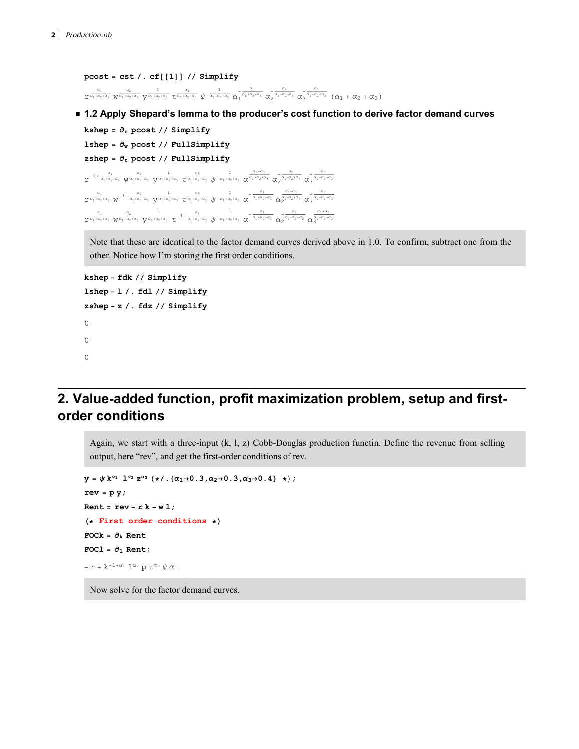```
pcost = cst /. cf[[1]] // Simplify
```

$$r^{\frac{\alpha_1}{\alpha_1+\alpha_2+\alpha_3}} w^{\frac{\alpha_2}{\alpha_1+\alpha_2+\alpha_3}} y^{\frac{1}{\alpha_1+\alpha_2+\alpha_3}} \tau^{\frac{\alpha_3}{\alpha_1+\alpha_2+\alpha_3}} \psi^{-\frac{1}{\alpha_1+\alpha_2+\alpha_3}} \alpha_1^{-\frac{\alpha_1}{\alpha_1+\alpha_2+\alpha_3}} \alpha_2^{-\frac{\alpha_2}{\alpha_1+\alpha_2+\alpha_3}} \alpha_3^{-\frac{\alpha_3}{\alpha_1+\alpha_2+\alpha_3}} (\alpha_1 + \alpha_2 + \alpha_3)$$

- **1.2 Apply Shepard's lemma to the producer's cost function to derive factor demand curves**

```
kshep = ∂r pcost // Simplify
lshep = ∂w pcost // FullSimplify
zshep = ∂τ pcost // FullSimplify
```

$$r^{-1+\frac{\alpha_1}{\alpha_1+\alpha_2+\alpha_3}} w^{\frac{\alpha_2}{\alpha_1+\alpha_2+\alpha_3}} y^{\frac{1}{\alpha_1+\alpha_2+\alpha_3}} \tau^{\frac{\alpha_3}{\alpha_1+\alpha_2+\alpha_3}} \psi^{-\frac{1}{\alpha_1+\alpha_2+\alpha_3}} \alpha_1^{\frac{\alpha_2+\alpha_3}{\alpha_1+\alpha_2+\alpha_3}} \alpha_2^{-\frac{\alpha_2}{\alpha_1+\alpha_2+\alpha_3}} \alpha_3^{-\frac{\alpha_3}{\alpha_1+\alpha_2+\alpha_3}}$$

$$r^{\frac{\alpha_1}{\alpha_1+\alpha_2+\alpha_3}} w^{-1+\frac{\alpha_2}{\alpha_1+\alpha_2+\alpha_3}} y^{\frac{1}{\alpha_1+\alpha_2+\alpha_3}} \tau^{\frac{\alpha_3}{\alpha_1+\alpha_2+\alpha_3}} \psi^{-\frac{1}{\alpha_1+\alpha_2+\alpha_3}} \alpha_1^{-\frac{\alpha_1}{\alpha_1+\alpha_2+\alpha_3}} \alpha_2^{\frac{\alpha_1+\alpha_3}{\alpha_1+\alpha_2+\alpha_3}} \alpha_3^{-\frac{\alpha_3}{\alpha_1+\alpha_2+\alpha_3}}$$

$$r^{\frac{\alpha_1}{\alpha_1+\alpha_2+\alpha_3}} w^{\frac{\alpha_2}{\alpha_1+\alpha_2+\alpha_3}} y^{\frac{1}{\alpha_1+\alpha_2+\alpha_3}} \tau^{-1+\frac{\alpha_3}{\alpha_1+\alpha_2+\alpha_3}} \psi^{-\frac{1}{\alpha_1+\alpha_2+\alpha_3}} \alpha_1^{-\frac{\alpha_1}{\alpha_1+\alpha_2+\alpha_3}} \alpha_2^{-\frac{\alpha_2}{\alpha_1+\alpha_2+\alpha_3}} \alpha_3^{\frac{\alpha_1+\alpha_2}{\alpha_1+\alpha_2+\alpha_3}}$$

Note that these are identical to the factor demand curves derived above in 1.0. To confirm, subtract one from the other. Notice how I'm storing the first order conditions.

```
kshep - fdk // Simplify
lshep - l /. fdl // Simplify
zshep - z /. fdz // Simplify
```

```
0
0
0
```

## 2. Value-added function, profit maximization problem, setup and first-order conditions

Again, we start with a three-input (k, l, z) Cobb-Douglas production functin. Define the revenue from selling output, here "rev", and get the first-order conditions of rev.

```
y = ψ k^α1 l^α2 z^α3 (*/.{α1→0.3,α2→0.3,α3→0.4} *);
rev = p y;
Rent = rev - r k - w l;
(* First order conditions *)
FOCk = ∂k Rent
FOCl = ∂l Rent;
```

$$-r + k^{-1+\alpha_1} l^{\alpha_2} p z^{\alpha_3} \psi \alpha_1$$

Now solve for the factor demand curves.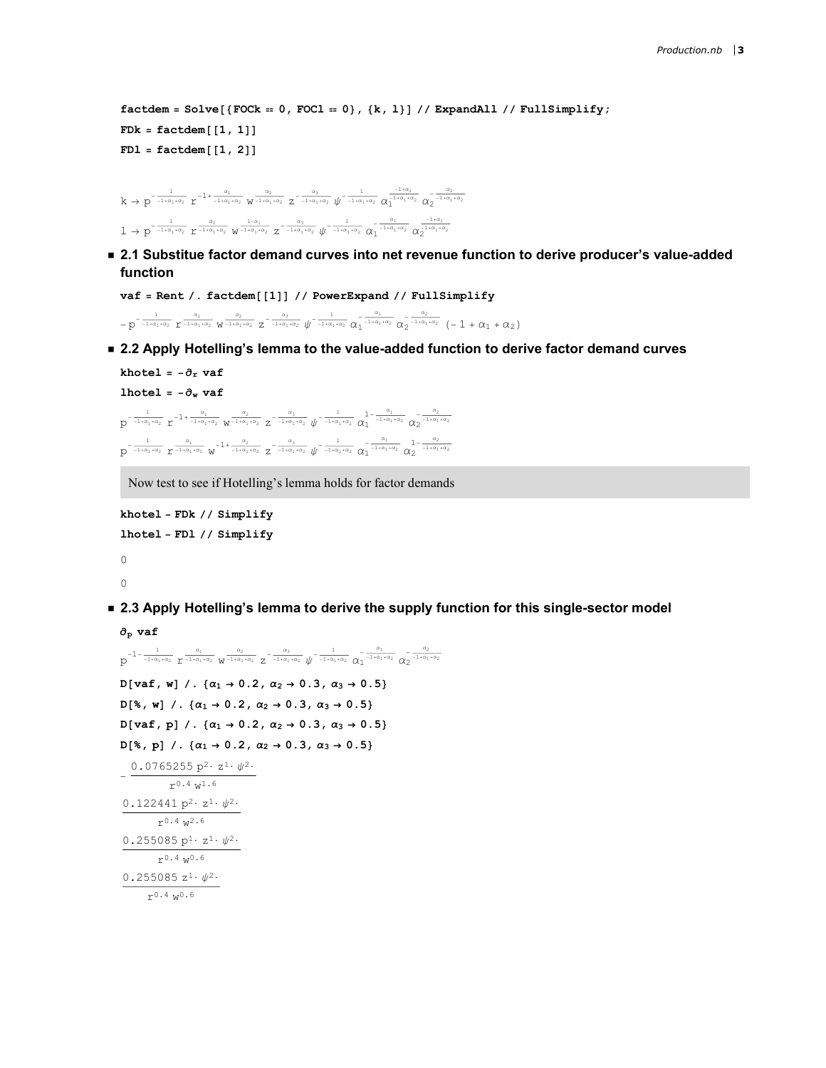```
factdem = Solve[{FOCk == 0, FOCl == 0}, {k, l}] // ExpandAll // FullSimplify;
FDk = factdem[[1, 1]]
FDl = factdem[[1, 2]]
```

$$k \to p^{-\frac{1}{-1+\alpha_1+\alpha_2}}\ r^{-1+\frac{\alpha_1}{-1+\alpha_1+\alpha_2}}\ w^{\frac{\alpha_2}{-1+\alpha_1+\alpha_2}}\ z^{-\frac{\alpha_3}{-1+\alpha_1+\alpha_2}}\ \psi^{-\frac{1}{-1+\alpha_1+\alpha_2}}\ \alpha_1^{\frac{-1+\alpha_2}{-1+\alpha_1+\alpha_2}}\ \alpha_2^{-\frac{\alpha_2}{-1+\alpha_1+\alpha_2}}$$

$$l \to p^{-\frac{1}{-1+\alpha_1+\alpha_2}}\ r^{\frac{\alpha_1}{-1+\alpha_1+\alpha_2}}\ w^{\frac{1-\alpha_1}{-1+\alpha_1+\alpha_2}}\ z^{-\frac{\alpha_3}{-1+\alpha_1+\alpha_2}}\ \psi^{-\frac{1}{-1+\alpha_1+\alpha_2}}\ \alpha_1^{-\frac{\alpha_1}{-1+\alpha_1+\alpha_2}}\ \alpha_2^{\frac{-1+\alpha_1}{-1+\alpha_1+\alpha_2}}$$

- **2.1 Substitue factor demand curves into net revenue function to derive producer's value-added function**

```
vaf = Rent /. factdem[[1]] // PowerExpand // FullSimplify
```

$$-p^{-\frac{1}{-1+\alpha_1+\alpha_2}}\ r^{\frac{\alpha_1}{-1+\alpha_1+\alpha_2}}\ w^{\frac{\alpha_2}{-1+\alpha_1+\alpha_2}}\ z^{-\frac{\alpha_3}{-1+\alpha_1+\alpha_2}}\ \psi^{-\frac{1}{-1+\alpha_1+\alpha_2}}\ \alpha_1^{-\frac{\alpha_1}{-1+\alpha_1+\alpha_2}}\ \alpha_2^{-\frac{\alpha_2}{-1+\alpha_1+\alpha_2}}\ (-1+\alpha_1+\alpha_2)$$

- **2.2 Apply Hotelling's lemma to the value-added function to derive factor demand curves**

```
khotel = -∂r vaf
lhotel = -∂w vaf
```

$$p^{-\frac{1}{-1+\alpha_1+\alpha_2}}\ r^{-1+\frac{\alpha_1}{-1+\alpha_1+\alpha_2}}\ w^{\frac{\alpha_2}{-1+\alpha_1+\alpha_2}}\ z^{-\frac{\alpha_3}{-1+\alpha_1+\alpha_2}}\ \psi^{-\frac{1}{-1+\alpha_1+\alpha_2}}\ \alpha_1^{1-\frac{\alpha_1}{-1+\alpha_1+\alpha_2}}\ \alpha_2^{-\frac{\alpha_2}{-1+\alpha_1+\alpha_2}}$$

$$p^{-\frac{1}{-1+\alpha_1+\alpha_2}}\ r^{\frac{\alpha_1}{-1+\alpha_1+\alpha_2}}\ w^{-1+\frac{\alpha_2}{-1+\alpha_1+\alpha_2}}\ z^{-\frac{\alpha_3}{-1+\alpha_1+\alpha_2}}\ \psi^{-\frac{1}{-1+\alpha_1+\alpha_2}}\ \alpha_1^{-\frac{\alpha_1}{-1+\alpha_1+\alpha_2}}\ \alpha_2^{1-\frac{\alpha_2}{-1+\alpha_1+\alpha_2}}$$

Now test to see if Hotelling's lemma holds for factor demands

```
khotel - FDk // Simplify
lhotel - FDl // Simplify
```

0

0

- **2.3 Apply Hotelling's lemma to derive the supply function for this single-sector model**

```
∂p vaf
```

$$p^{-1-\frac{1}{-1+\alpha_1+\alpha_2}}\ r^{\frac{\alpha_1}{-1+\alpha_1+\alpha_2}}\ w^{\frac{\alpha_2}{-1+\alpha_1+\alpha_2}}\ z^{-\frac{\alpha_3}{-1+\alpha_1+\alpha_2}}\ \psi^{-\frac{1}{-1+\alpha_1+\alpha_2}}\ \alpha_1^{-\frac{\alpha_1}{-1+\alpha_1+\alpha_2}}\ \alpha_2^{-\frac{\alpha_2}{-1+\alpha_1+\alpha_2}}$$

```
D[vaf, w] /. {α1 → 0.2, α2 → 0.3, α3 → 0.5}
D[%, w] /. {α1 → 0.2, α2 → 0.3, α3 → 0.5}
D[vaf, p] /. {α1 → 0.2, α2 → 0.3, α3 → 0.5}
D[%, p] /. {α1 → 0.2, α2 → 0.3, α3 → 0.5}
```

$$-\frac{0.0765255\ p^{2.}\ z^{1.}\ \psi^{2.}}{r^{0.4}\ w^{1.6}}$$

$$\frac{0.122441\ p^{2.}\ z^{1.}\ \psi^{2.}}{r^{0.4}\ w^{2.6}}$$

$$\frac{0.255085\ p^{1.}\ z^{1.}\ \psi^{2.}}{r^{0.4}\ w^{0.6}}$$

$$\frac{0.255085\ z^{1.}\ \psi^{2.}}{r^{0.4}\ w^{0.6}}$$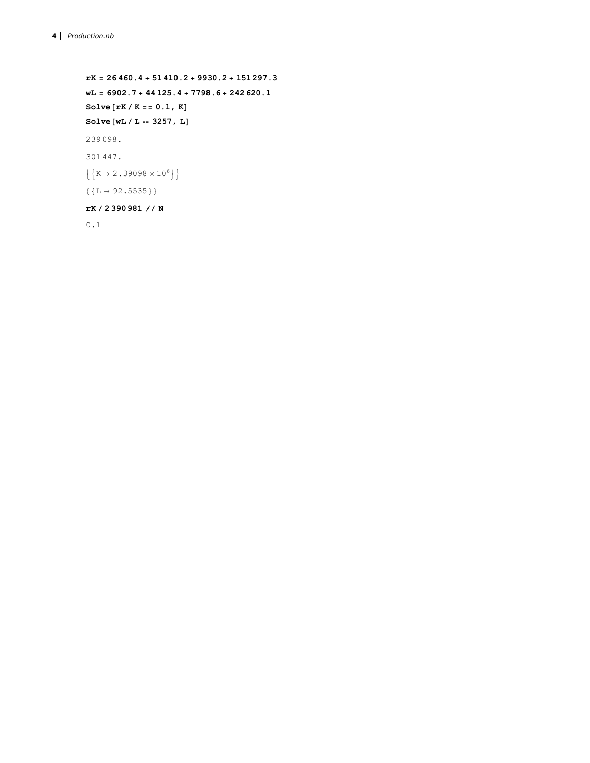```
rK = 26460.4 + 51410.2 + 9930.2 + 151297.3
wL = 6902.7 + 44125.4 + 7798.6 + 242620.1
Solve[rK / K == 0.1, K]
Solve[wL / L == 3257, L]
```

239098.

301447.

$\{\{K \to 2.39098 \times 10^6\}\}$

$\{\{L \to 92.5535\}\}$

```
rK / 2390981 // N
```

0.1